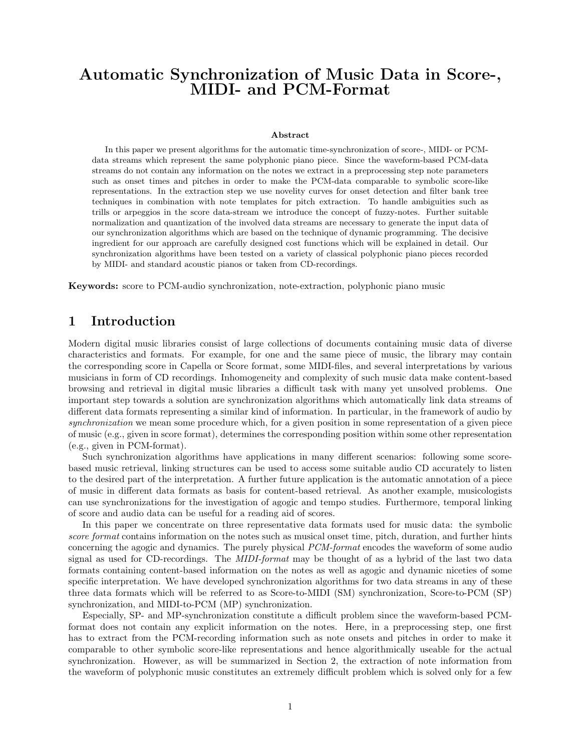# Automatic Synchronization of Music Data in Score-, MIDI- and PCM-Format

### Abstract

In this paper we present algorithms for the automatic time-synchronization of score-, MIDI- or PCM-data streams which represent the same polyphonic piano piece. Since the waveform-based PCM-data streams do not contain any information on the notes we extract in a preprocessing step note parameters such as onset times and pitches in order to make the PCM-data comparable to symbolic score-like representations. In the extraction step we use novelity curves for onset detection and filter bank tree techniques in combination with note templates for pitch extraction. To handle ambiguities such as trills or arpeggios in the score data-stream we introduce the concept of fuzzy-notes. Further suitable normalization and quantization of the involved data streams are necessary to generate the input data of our synchronization algorithms which are based on the technique of dynamic programming. The decisive ingredient for our approach are carefully designed cost functions which will be explained in detail. Our synchronization algorithms have been tested on a variety of classical polyphonic piano pieces recorded by MIDI- and standard acoustic pianos or taken from CD-recordings.

**Keywords:** score to PCM-audio synchronization, note-extraction, polyphonic piano music

## 1 Introduction

Modern digital music libraries consist of large collections of documents containing music data of diverse characteristics and formats. For example, for one and the same piece of music, the library may contain the corresponding score in Capella or Score format, some MIDI-files, and several interpretations by various musicians in form of CD recordings. Inhomogeneity and complexity of such music data make content-based browsing and retrieval in digital music libraries a difficult task with many yet unsolved problems. One important step towards a solution are synchronization algorithms which automatically link data streams of different data formats representing a similar kind of information. In particular, in the framework of audio by *synchronization* we mean some procedure which, for a given position in some representation of a given piece of music (e.g., given in score format), determines the corresponding position within some other representation (e.g., given in PCM-format).

Such synchronization algorithms have applications in many different scenarios: following some score-based music retrieval, linking structures can be used to access some suitable audio CD accurately to listen to the desired part of the interpretation. A further future application is the automatic annotation of a piece of music in different data formats as basis for content-based retrieval. As another example, musicologists can use synchronizations for the investigation of agogic and tempo studies. Furthermore, temporal linking of score and audio data can be useful for a reading aid of scores.

In this paper we concentrate on three representative data formats used for music data: the symbolic *score format* contains information on the notes such as musical onset time, pitch, duration, and further hints concerning the agogic and dynamics. The purely physical *PCM-format* encodes the waveform of some audio signal as used for CD-recordings. The *MIDI-format* may be thought of as a hybrid of the last two data formats containing content-based information on the notes as well as agogic and dynamic niceties of some specific interpretation. We have developed synchronization algorithms for two data streams in any of these three data formats which will be referred to as Score-to-MIDI (SM) synchronization, Score-to-PCM (SP) synchronization, and MIDI-to-PCM (MP) synchronization.

Especially, SP- and MP-synchronization constitute a difficult problem since the waveform-based PCM-format does not contain any explicit information on the notes. Here, in a preprocessing step, one first has to extract from the PCM-recording information such as note onsets and pitches in order to make it comparable to other symbolic score-like representations and hence algorithmically useable for the actual synchronization. However, as will be summarized in Section 2, the extraction of note information from the waveform of polyphonic music constitutes an extremely difficult problem which is solved only for a few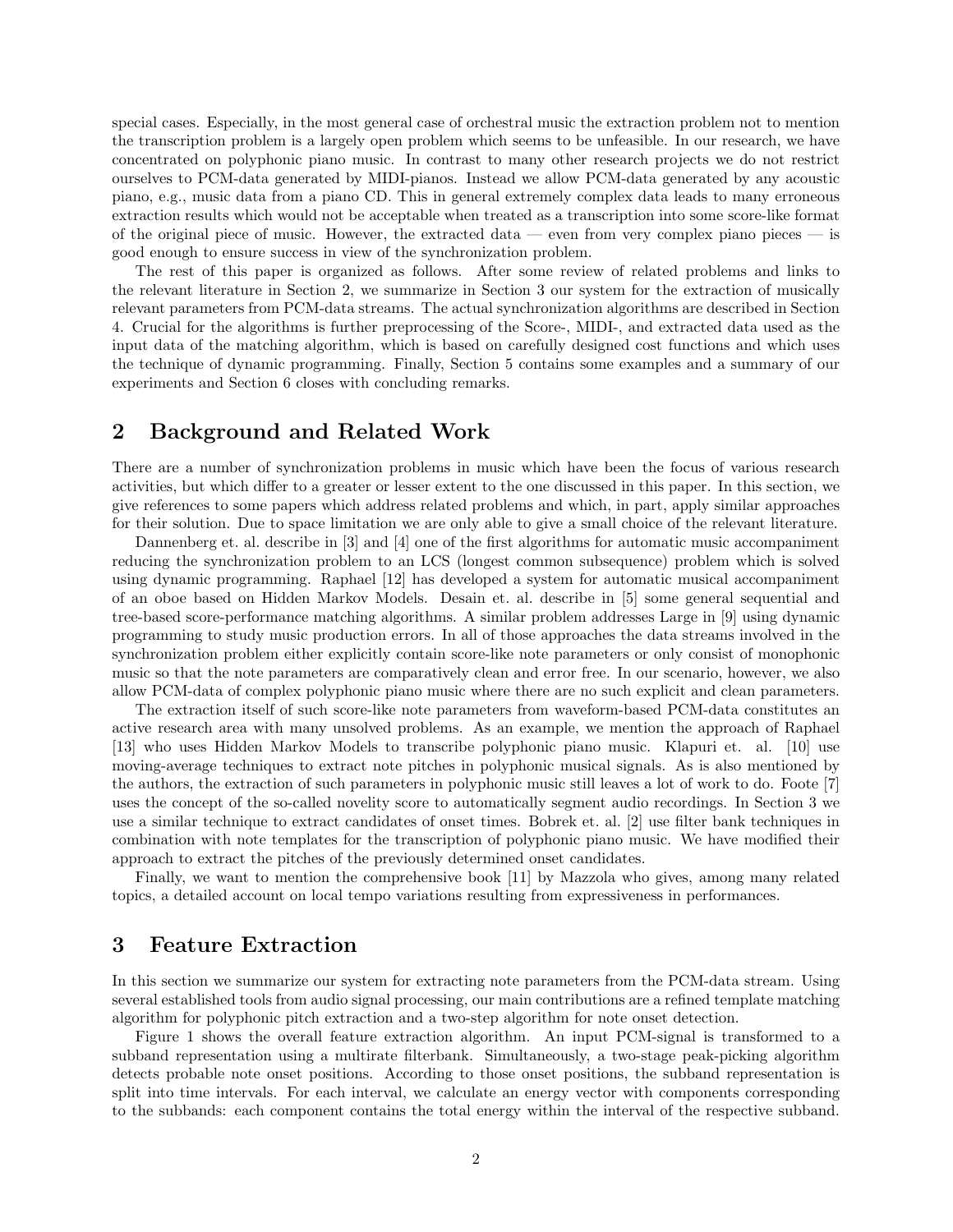special cases. Especially, in the most general case of orchestral music the extraction problem not to mention the transcription problem is a largely open problem which seems to be unfeasible. In our research, we have concentrated on polyphonic piano music. In contrast to many other research projects we do not restrict ourselves to PCM-data generated by MIDI-pianos. Instead we allow PCM-data generated by any acoustic piano, e.g., music data from a piano CD. This in general extremely complex data leads to many erroneous extraction results which would not be acceptable when treated as a transcription into some score-like format of the original piece of music. However, the extracted data — even from very complex piano pieces — is good enough to ensure success in view of the synchronization problem.

The rest of this paper is organized as follows. After some review of related problems and links to the relevant literature in Section 2, we summarize in Section 3 our system for the extraction of musically relevant parameters from PCM-data streams. The actual synchronization algorithms are described in Section 4. Crucial for the algorithms is further preprocessing of the Score-, MIDI-, and extracted data used as the input data of the matching algorithm, which is based on carefully designed cost functions and which uses the technique of dynamic programming. Finally, Section 5 contains some examples and a summary of our experiments and Section 6 closes with concluding remarks.

## 2 Background and Related Work

There are a number of synchronization problems in music which have been the focus of various research activities, but which differ to a greater or lesser extent to the one discussed in this paper. In this section, we give references to some papers which address related problems and which, in part, apply similar approaches for their solution. Due to space limitation we are only able to give a small choice of the relevant literature.

Dannenberg et. al. describe in [3] and [4] one of the first algorithms for automatic music accompaniment reducing the synchronization problem to an LCS (longest common subsequence) problem which is solved using dynamic programming. Raphael [12] has developed a system for automatic musical accompaniment of an oboe based on Hidden Markov Models. Desain et. al. describe in [5] some general sequential and tree-based score-performance matching algorithms. A similar problem addresses Large in [9] using dynamic programming to study music production errors. In all of those approaches the data streams involved in the synchronization problem either explicitly contain score-like note parameters or only consist of monophonic music so that the note parameters are comparatively clean and error free. In our scenario, however, we also allow PCM-data of complex polyphonic piano music where there are no such explicit and clean parameters.

The extraction itself of such score-like note parameters from waveform-based PCM-data constitutes an active research area with many unsolved problems. As an example, we mention the approach of Raphael [13] who uses Hidden Markov Models to transcribe polyphonic piano music. Klapuri et. al. [10] use moving-average techniques to extract note pitches in polyphonic musical signals. As is also mentioned by the authors, the extraction of such parameters in polyphonic music still leaves a lot of work to do. Foote [7] uses the concept of the so-called novelity score to automatically segment audio recordings. In Section 3 we use a similar technique to extract candidates of onset times. Bobrek et. al. [2] use filter bank techniques in combination with note templates for the transcription of polyphonic piano music. We have modified their approach to extract the pitches of the previously determined onset candidates.

Finally, we want to mention the comprehensive book [11] by Mazzola who gives, among many related topics, a detailed account on local tempo variations resulting from expressiveness in performances.

## 3 Feature Extraction

In this section we summarize our system for extracting note parameters from the PCM-data stream. Using several established tools from audio signal processing, our main contributions are a refined template matching algorithm for polyphonic pitch extraction and a two-step algorithm for note onset detection.

Figure 1 shows the overall feature extraction algorithm. An input PCM-signal is transformed to a subband representation using a multirate filterbank. Simultaneously, a two-stage peak-picking algorithm detects probable note onset positions. According to those onset positions, the subband representation is split into time intervals. For each interval, we calculate an energy vector with components corresponding to the subbands: each component contains the total energy within the interval of the respective subband.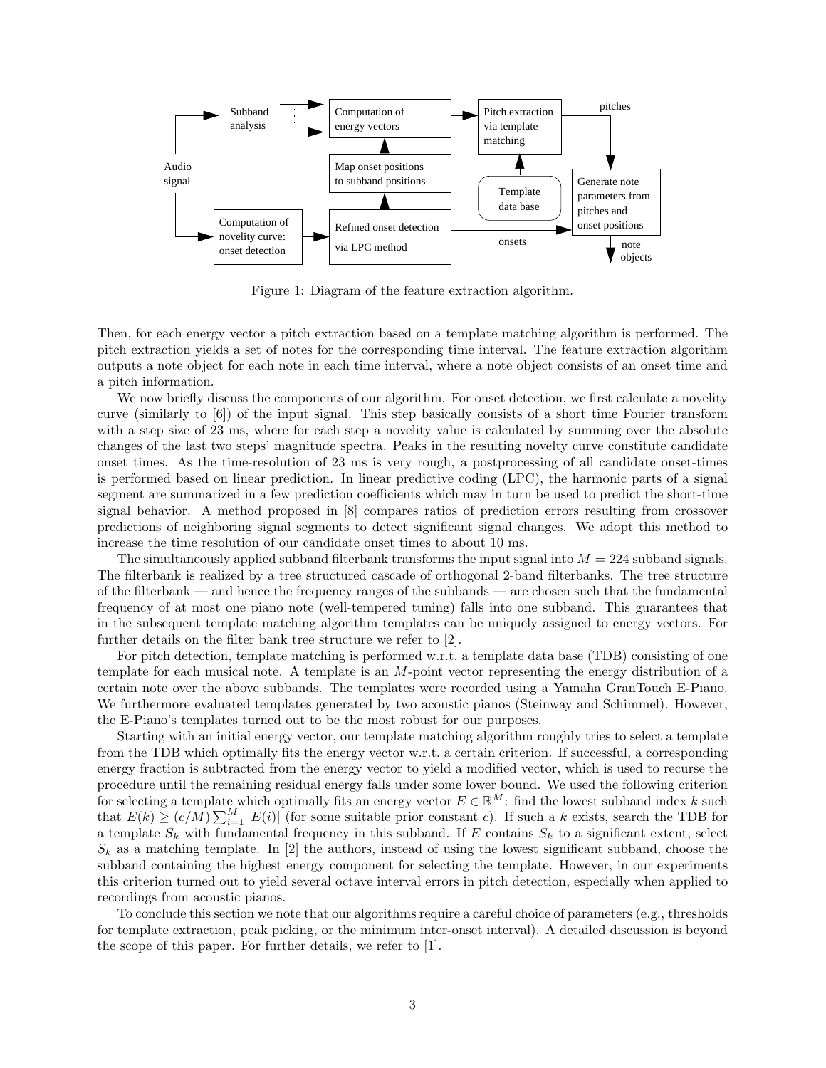Figure 1: Diagram of the feature extraction algorithm.

Then, for each energy vector a pitch extraction based on a template matching algorithm is performed. The pitch extraction yields a set of notes for the corresponding time interval. The feature extraction algorithm outputs a note object for each note in each time interval, where a note object consists of an onset time and a pitch information.

We now briefly discuss the components of our algorithm. For onset detection, we first calculate a novelity curve (similarly to [6]) of the input signal. This step basically consists of a short time Fourier transform with a step size of 23 ms, where for each step a novelity value is calculated by summing over the absolute changes of the last two steps' magnitude spectra. Peaks in the resulting novelty curve constitute candidate onset times. As the time-resolution of 23 ms is very rough, a postprocessing of all candidate onset-times is performed based on linear prediction. In linear predictive coding (LPC), the harmonic parts of a signal segment are summarized in a few prediction coefficients which may in turn be used to predict the short-time signal behavior. A method proposed in [8] compares ratios of prediction errors resulting from crossover predictions of neighboring signal segments to detect significant signal changes. We adopt this method to increase the time resolution of our candidate onset times to about 10 ms.

The simultaneously applied subband filterbank transforms the input signal into $M = 224$ subband signals. The filterbank is realized by a tree structured cascade of orthogonal 2-band filterbanks. The tree structure of the filterbank — and hence the frequency ranges of the subbands — are chosen such that the fundamental frequency of at most one piano note (well-tempered tuning) falls into one subband. This guarantees that in the subsequent template matching algorithm templates can be uniquely assigned to energy vectors. For further details on the filter bank tree structure we refer to [2].

For pitch detection, template matching is performed w.r.t. a template data base (TDB) consisting of one template for each musical note. A template is an $M$-point vector representing the energy distribution of a certain note over the above subbands. The templates were recorded using a Yamaha GranTouch E-Piano. We furthermore evaluated templates generated by two acoustic pianos (Steinway and Schimmel). However, the E-Piano's templates turned out to be the most robust for our purposes.

Starting with an initial energy vector, our template matching algorithm roughly tries to select a template from the TDB which optimally fits the energy vector w.r.t. a certain criterion. If successful, a corresponding energy fraction is subtracted from the energy vector to yield a modified vector, which is used to recurse the procedure until the remaining residual energy falls under some lower bound. We used the following criterion for selecting a template which optimally fits an energy vector $E \in \mathbb{R}^M$: find the lowest subband index $k$ such that $E(k) \geq (c/M) \sum_{i=1}^{M} |E(i)|$ (for some suitable prior constant $c$). If such a $k$ exists, search the TDB for a template $S_k$ with fundamental frequency in this subband. If $E$ contains $S_k$ to a significant extent, select $S_k$ as a matching template. In [2] the authors, instead of using the lowest significant subband, choose the subband containing the highest energy component for selecting the template. However, in our experiments this criterion turned out to yield several octave interval errors in pitch detection, especially when applied to recordings from acoustic pianos.

To conclude this section we note that our algorithms require a careful choice of parameters (e.g., thresholds for template extraction, peak picking, or the minimum inter-onset interval). A detailed discussion is beyond the scope of this paper. For further details, we refer to [1].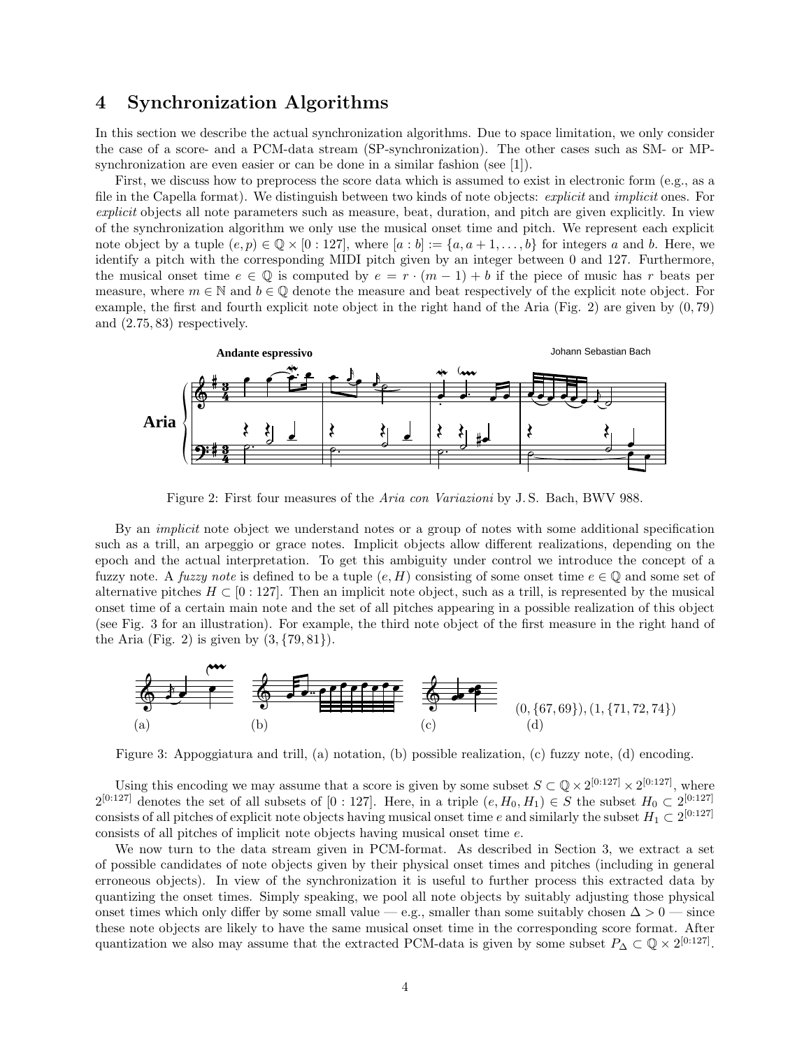## 4 Synchronization Algorithms

In this section we describe the actual synchronization algorithms. Due to space limitation, we only consider the case of a score- and a PCM-data stream (SP-synchronization). The other cases such as SM- or MP-synchronization are even easier or can be done in a similar fashion (see [1]).

First, we discuss how to preprocess the score data which is assumed to exist in electronic form (e.g., as a file in the Capella format). We distinguish between two kinds of note objects: *explicit* and *implicit* ones. For *explicit* objects all note parameters such as measure, beat, duration, and pitch are given explicitly. In view of the synchronization algorithm we only use the musical onset time and pitch. We represent each explicit note object by a tuple $(e, p) \in \mathbb{Q} \times [0 : 127]$, where $[a : b] := \{a, a+1, \ldots, b\}$ for integers $a$ and $b$. Here, we identify a pitch with the corresponding MIDI pitch given by an integer between 0 and 127. Furthermore, the musical onset time $e \in \mathbb{Q}$ is computed by $e = r \cdot (m-1) + b$ if the piece of music has $r$ beats per measure, where $m \in \mathbb{N}$ and $b \in \mathbb{Q}$ denote the measure and beat respectively of the explicit note object. For example, the first and fourth explicit note object in the right hand of the Aria (Fig. 2) are given by $(0, 79)$ and $(2.75, 83)$ respectively.

Figure 2: First four measures of the *Aria con Variazioni* by J. S. Bach, BWV 988.

By an *implicit* note object we understand notes or a group of notes with some additional specification such as a trill, an arpeggio or grace notes. Implicit objects allow different realizations, depending on the epoch and the actual interpretation. To get this ambiguity under control we introduce the concept of a fuzzy note. A *fuzzy note* is defined to be a tuple $(e, H)$ consisting of some onset time $e \in \mathbb{Q}$ and some set of alternative pitches $H \subset [0 : 127]$. Then an implicit note object, such as a trill, is represented by the musical onset time of a certain main note and the set of all pitches appearing in a possible realization of this object (see Fig. 3 for an illustration). For example, the third note object of the first measure in the right hand of the Aria (Fig. 2) is given by $(3, \{79, 81\})$.

(a) (b) (c) $(0, \{67, 69\}), (1, \{71, 72, 74\})$ (d)

Figure 3: Appoggiatura and trill, (a) notation, (b) possible realization, (c) fuzzy note, (d) encoding.

Using this encoding we may assume that a score is given by some subset $S \subset \mathbb{Q} \times 2^{[0:127]} \times 2^{[0:127]}$, where $2^{[0:127]}$ denotes the set of all subsets of $[0 : 127]$. Here, in a triple $(e, H_0, H_1) \in S$ the subset $H_0 \subset 2^{[0:127]}$ consists of all pitches of explicit note objects having musical onset time $e$ and similarly the subset $H_1 \subset 2^{[0:127]}$ consists of all pitches of implicit note objects having musical onset time $e$.

We now turn to the data stream given in PCM-format. As described in Section 3, we extract a set of possible candidates of note objects given by their physical onset times and pitches (including in general erroneous objects). In view of the synchronization it is useful to further process this extracted data by quantizing the onset times. Simply speaking, we pool all note objects by suitably adjusting those physical onset times which only differ by some small value — e.g., smaller than some suitably chosen $\Delta > 0$ — since these note objects are likely to have the same musical onset time in the corresponding score format. After quantization we also may assume that the extracted PCM-data is given by some subset $P_\Delta \subset \mathbb{Q} \times 2^{[0:127]}$.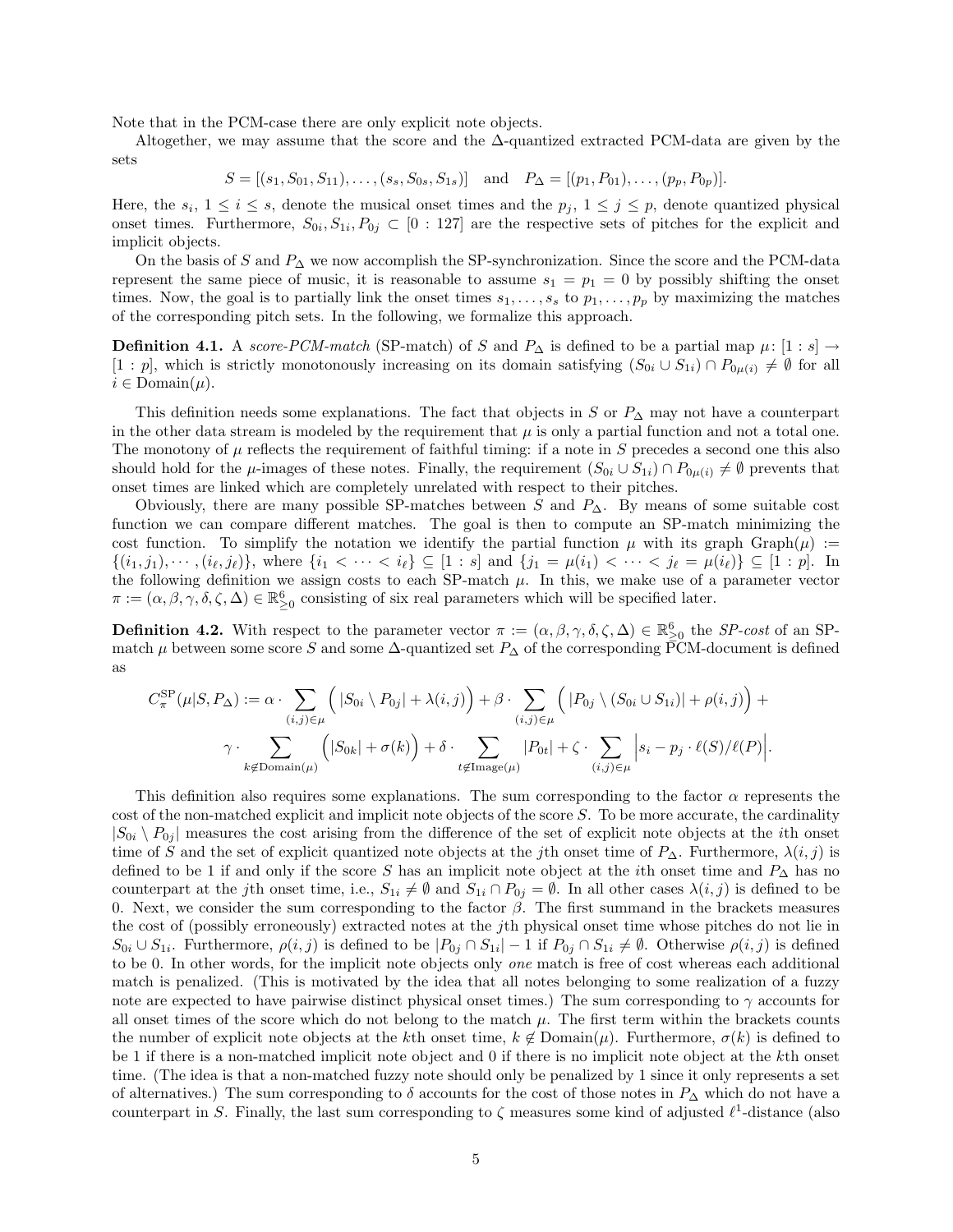Note that in the PCM-case there are only explicit note objects.

Altogether, we may assume that the score and the $\Delta$-quantized extracted PCM-data are given by the sets

$$S = [(s_1, S_{01}, S_{11}), \dots, (s_s, S_{0s}, S_{1s})] \quad \text{and} \quad P_\Delta = [(p_1, P_{01}), \dots, (p_p, P_{0p})].$$

Here, the $s_i$, $1 \leq i \leq s$, denote the musical onset times and the $p_j$, $1 \leq j \leq p$, denote quantized physical onset times. Furthermore, $S_{0i}, S_{1i}, P_{0j} \subset [0 : 127]$ are the respective sets of pitches for the explicit and implicit objects.

On the basis of $S$ and $P_\Delta$ we now accomplish the SP-synchronization. Since the score and the PCM-data represent the same piece of music, it is reasonable to assume $s_1 = p_1 = 0$ by possibly shifting the onset times. Now, the goal is to partially link the onset times $s_1, \dots, s_s$ to $p_1, \dots, p_p$ by maximizing the matches of the corresponding pitch sets. In the following, we formalize this approach.

**Definition 4.1.** A *score-PCM-match* (SP-match) of $S$ and $P_\Delta$ is defined to be a partial map $\mu\colon [1 : s] \to [1 : p]$, which is strictly monotonously increasing on its domain satisfying $(S_{0i} \cup S_{1i}) \cap P_{0\mu(i)} \neq \emptyset$ for all $i \in \mathrm{Domain}(\mu)$.

This definition needs some explanations. The fact that objects in $S$ or $P_\Delta$ may not have a counterpart in the other data stream is modeled by the requirement that $\mu$ is only a partial function and not a total one. The monotony of $\mu$ reflects the requirement of faithful timing: if a note in $S$ precedes a second one this also should hold for the $\mu$-images of these notes. Finally, the requirement $(S_{0i} \cup S_{1i}) \cap P_{0\mu(i)} \neq \emptyset$ prevents that onset times are linked which are completely unrelated with respect to their pitches.

Obviously, there are many possible SP-matches between $S$ and $P_\Delta$. By means of some suitable cost function we can compare different matches. The goal is then to compute an SP-match minimizing the cost function. To simplify the notation we identify the partial function $\mu$ with its graph $\mathrm{Graph}(\mu) := \{(i_1, j_1), \cdots, (i_\ell, j_\ell)\}$, where $\{i_1 < \cdots < i_\ell\} \subseteq [1 : s]$ and $\{j_1 = \mu(i_1) < \cdots < j_\ell = \mu(i_\ell)\} \subseteq [1 : p]$. In the following definition we assign costs to each SP-match $\mu$. In this, we make use of a parameter vector $\pi := (\alpha, \beta, \gamma, \delta, \zeta, \Delta) \in \mathbb{R}^6_{\geq 0}$ consisting of six real parameters which will be specified later.

**Definition 4.2.** With respect to the parameter vector $\pi := (\alpha, \beta, \gamma, \delta, \zeta, \Delta) \in \mathbb{R}^6_{\geq 0}$ the *SP-cost* of an SP-match $\mu$ between some score $S$ and some $\Delta$-quantized set $P_\Delta$ of the corresponding PCM-document is defined as

$$\begin{aligned} C^{\mathrm{SP}}_\pi(\mu | S, P_\Delta) := \alpha \cdot \sum_{(i,j) \in \mu} \Big( |S_{0i} \setminus P_{0j}| + \lambda(i,j) \Big) + \beta \cdot \sum_{(i,j) \in \mu} \Big( |P_{0j} \setminus (S_{0i} \cup S_{1i})| + \rho(i,j) \Big) + \\ \gamma \cdot \sum_{k \notin \mathrm{Domain}(\mu)} \Big( |S_{0k}| + \sigma(k) \Big) + \delta \cdot \sum_{t \notin \mathrm{Image}(\mu)} |P_{0t}| + \zeta \cdot \sum_{(i,j) \in \mu} \Big| s_i - p_j \cdot \ell(S)/\ell(P) \Big|. \end{aligned}$$

This definition also requires some explanations. The sum corresponding to the factor $\alpha$ represents the cost of the non-matched explicit and implicit note objects of the score $S$. To be more accurate, the cardinality $|S_{0i} \setminus P_{0j}|$ measures the cost arising from the difference of the set of explicit note objects at the $i$th onset time of $S$ and the set of explicit quantized note objects at the $j$th onset time of $P_\Delta$. Furthermore, $\lambda(i,j)$ is defined to be 1 if and only if the score $S$ has an implicit note object at the $i$th onset time and $P_\Delta$ has no counterpart at the $j$th onset time, i.e., $S_{1i} \neq \emptyset$ and $S_{1i} \cap P_{0j} = \emptyset$. In all other cases $\lambda(i,j)$ is defined to be 0. Next, we consider the sum corresponding to the factor $\beta$. The first summand in the brackets measures the cost of (possibly erroneously) extracted notes at the $j$th physical onset time whose pitches do not lie in $S_{0i} \cup S_{1i}$. Furthermore, $\rho(i,j)$ is defined to be $|P_{0j} \cap S_{1i}| - 1$ if $P_{0j} \cap S_{1i} \neq \emptyset$. Otherwise $\rho(i,j)$ is defined to be 0. In other words, for the implicit note objects only *one* match is free of cost whereas each additional match is penalized. (This is motivated by the idea that all notes belonging to some realization of a fuzzy note are expected to have pairwise distinct physical onset times.) The sum corresponding to $\gamma$ accounts for all onset times of the score which do not belong to the match $\mu$. The first term within the brackets counts the number of explicit note objects at the $k$th onset time, $k \notin \mathrm{Domain}(\mu)$. Furthermore, $\sigma(k)$ is defined to be 1 if there is a non-matched implicit note object and 0 if there is no implicit note object at the $k$th onset time. (The idea is that a non-matched fuzzy note should only be penalized by 1 since it only represents a set of alternatives.) The sum corresponding to $\delta$ accounts for the cost of those notes in $P_\Delta$ which do not have a counterpart in $S$. Finally, the last sum corresponding to $\zeta$ measures some kind of adjusted $\ell^1$-distance (also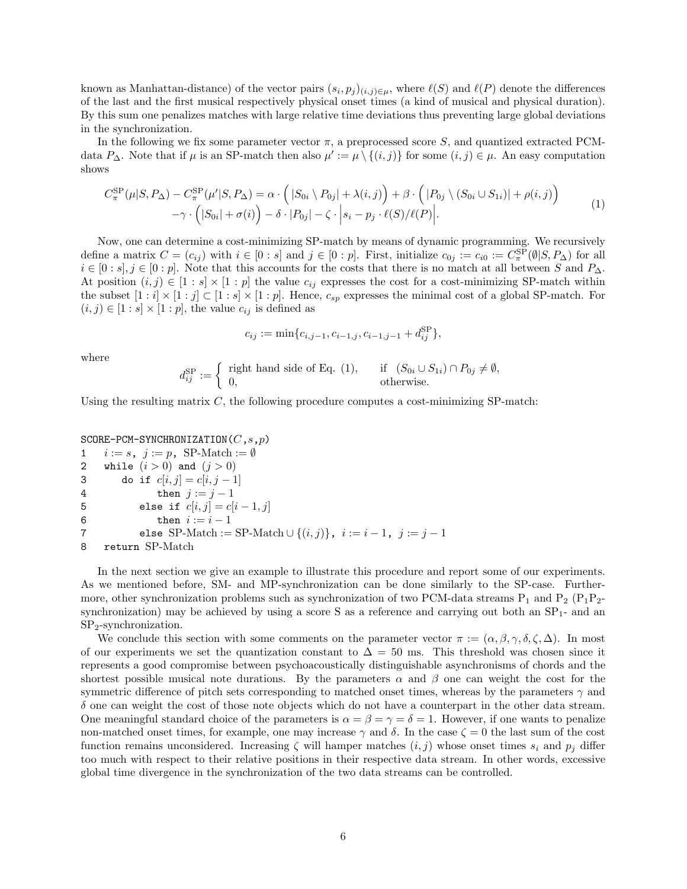known as Manhattan-distance) of the vector pairs $(s_i, p_j)_{(i,j)\in\mu}$, where $\ell(S)$ and $\ell(P)$ denote the differences of the last and the first musical respectively physical onset times (a kind of musical and physical duration). By this sum one penalizes matches with large relative time deviations thus preventing large global deviations in the synchronization.

In the following we fix some parameter vector $\pi$, a preprocessed score $S$, and quantized extracted PCM-data $P_\Delta$. Note that if $\mu$ is an SP-match then also $\mu' := \mu \setminus \{(i,j)\}$ for some $(i,j) \in \mu$. An easy computation shows

$$
\begin{aligned}
C_\pi^{\mathrm{SP}}(\mu|S, P_\Delta) - C_\pi^{\mathrm{SP}}(\mu'|S, P_\Delta) = \alpha \cdot \Big( |S_{0i} \setminus P_{0j}| + \lambda(i,j) \Big) + \beta \cdot \Big( |P_{0j} \setminus (S_{0i} \cup S_{1i})| + \rho(i,j) \Big) \\
-\gamma \cdot \Big( |S_{0i}| + \sigma(i) \Big) - \delta \cdot |P_{0j}| - \zeta \cdot \Big| s_i - p_j \cdot \ell(S)/\ell(P) \Big|.
\end{aligned}
\tag{1}
$$

Now, one can determine a cost-minimizing SP-match by means of dynamic programming. We recursively define a matrix $C = (c_{ij})$ with $i \in [0:s]$ and $j \in [0:p]$. First, initialize $c_{0j} := c_{i0} := C_\pi^{\mathrm{SP}}(\emptyset|S, P_\Delta)$ for all $i \in [0:s], j \in [0:p]$. Note that this accounts for the costs that there is no match at all between $S$ and $P_\Delta$. At position $(i,j) \in [1:s] \times [1:p]$ the value $c_{ij}$ expresses the cost for a cost-minimizing SP-match within the subset $[1:i] \times [1:j] \subset [1:s] \times [1:p]$. Hence, $c_{sp}$ expresses the minimal cost of a global SP-match. For $(i,j) \in [1:s] \times [1:p]$, the value $c_{ij}$ is defined as

$$
c_{ij} := \min\{c_{i,j-1}, c_{i-1,j}, c_{i-1,j-1} + d_{ij}^{\mathrm{SP}}\},
$$

where

$$
d_{ij}^{\mathrm{SP}} := \begin{cases} \text{right hand side of Eq. (1)}, & \text{if } (S_{0i} \cup S_{1i}) \cap P_{0j} \neq \emptyset, \\ 0, & \text{otherwise.} \end{cases}
$$

Using the resulting matrix $C$, the following procedure computes a cost-minimizing SP-match:

```
SCORE-PCM-SYNCHRONIZATION(C,s,p)
1   i := s,  j := p,  SP-Match := ∅
2   while (i > 0) and (j > 0)
3      do if c[i,j] = c[i,j − 1]
4            then j := j − 1
5         else if c[i,j] = c[i − 1,j]
6            then i := i − 1
7         else SP-Match := SP-Match ∪ {(i,j)},  i := i − 1,  j := j − 1
8   return SP-Match
```

In the next section we give an example to illustrate this procedure and report some of our experiments. As we mentioned before, SM- and MP-synchronization can be done similarly to the SP-case. Furthermore, other synchronization problems such as synchronization of two PCM-data streams $\mathrm{P}_1$ and $\mathrm{P}_2$ ($\mathrm{P}_1\mathrm{P}_2$-synchronization) may be achieved by using a score S as a reference and carrying out both an $\mathrm{SP}_1$- and an $\mathrm{SP}_2$-synchronization.

We conclude this section with some comments on the parameter vector $\pi := (\alpha, \beta, \gamma, \delta, \zeta, \Delta)$. In most of our experiments we set the quantization constant to $\Delta = 50$ ms. This threshold was chosen since it represents a good compromise between psychoacoustically distinguishable asynchronisms of chords and the shortest possible musical note durations. By the parameters $\alpha$ and $\beta$ one can weight the cost for the symmetric difference of pitch sets corresponding to matched onset times, whereas by the parameters $\gamma$ and $\delta$ one can weight the cost of those note objects which do not have a counterpart in the other data stream. One meaningful standard choice of the parameters is $\alpha = \beta = \gamma = \delta = 1$. However, if one wants to penalize non-matched onset times, for example, one may increase $\gamma$ and $\delta$. In the case $\zeta = 0$ the last sum of the cost function remains unconsidered. Increasing $\zeta$ will hamper matches $(i,j)$ whose onset times $s_i$ and $p_j$ differ too much with respect to their relative positions in their respective data stream. In other words, excessive global time divergence in the synchronization of the two data streams can be controlled.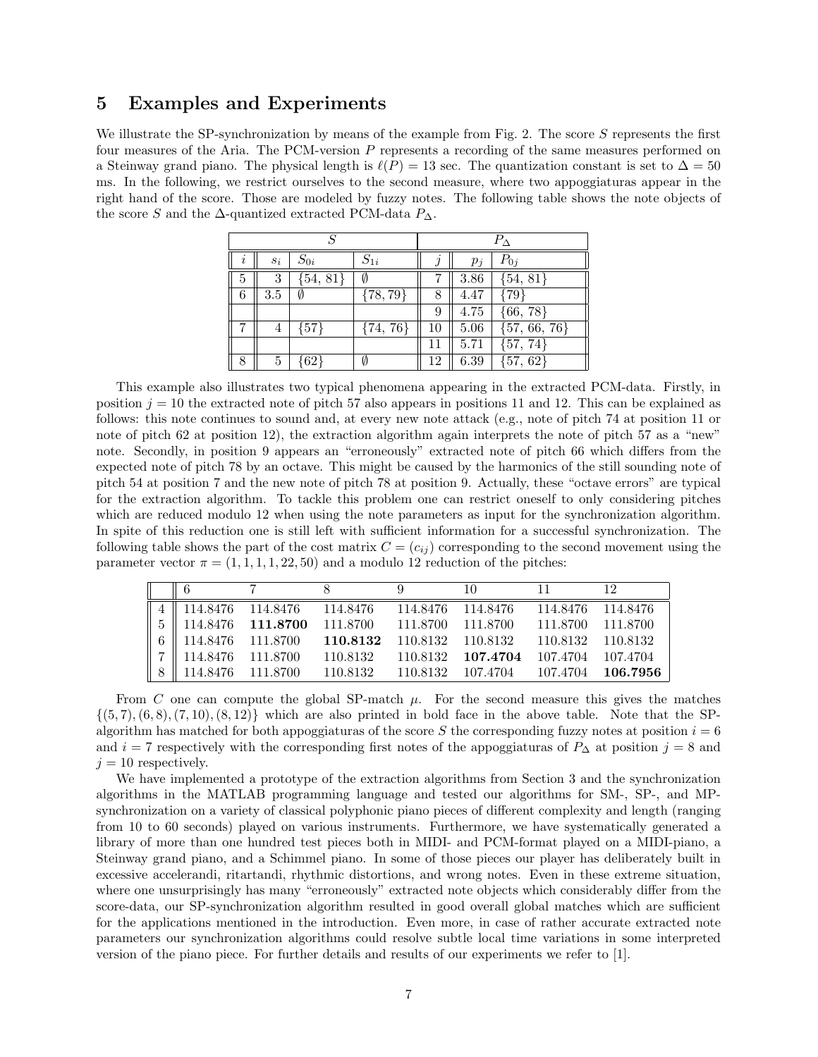## 5 Examples and Experiments

We illustrate the SP-synchronization by means of the example from Fig. 2. The score $S$ represents the first four measures of the Aria. The PCM-version $P$ represents a recording of the same measures performed on a Steinway grand piano. The physical length is $\ell(P) = 13$ sec. The quantization constant is set to $\Delta = 50$ ms. In the following, we restrict ourselves to the second measure, where two appoggiaturas appear in the right hand of the score. Those are modeled by fuzzy notes. The following table shows the note objects of the score $S$ and the $\Delta$-quantized extracted PCM-data $P_\Delta$.

| $S$ | | | | $P_\Delta$ | | |
|---|---|---|---|---|---|---|
| $i$ | $s_i$ | $S_{0i}$ | $S_{1i}$ | $j$ | $p_j$ | $P_{0j}$ |
| 5 | 3 | {54, 81} | $\emptyset$ | 7 | 3.86 | {54, 81} |
| 6 | 3.5 | $\emptyset$ | {78, 79} | 8 | 4.47 | {79} |
| | | | | 9 | 4.75 | {66, 78} |
| 7 | 4 | {57} | {74, 76} | 10 | 5.06 | {57, 66, 76} |
| | | | | 11 | 5.71 | {57, 74} |
| 8 | 5 | {62} | $\emptyset$ | 12 | 6.39 | {57, 62} |

This example also illustrates two typical phenomena appearing in the extracted PCM-data. Firstly, in position $j = 10$ the extracted note of pitch 57 also appears in positions 11 and 12. This can be explained as follows: this note continues to sound and, at every new note attack (e.g., note of pitch 74 at position 11 or note of pitch 62 at position 12), the extraction algorithm again interprets the note of pitch 57 as a "new" note. Secondly, in position 9 appears an "erroneously" extracted note of pitch 66 which differs from the expected note of pitch 78 by an octave. This might be caused by the harmonics of the still sounding note of pitch 54 at position 7 and the new note of pitch 78 at position 9. Actually, these "octave errors" are typical for the extraction algorithm. To tackle this problem one can restrict oneself to only considering pitches which are reduced modulo 12 when using the note parameters as input for the synchronization algorithm. In spite of this reduction one is still left with sufficient information for a successful synchronization. The following table shows the part of the cost matrix $C = (c_{ij})$ corresponding to the second movement using the parameter vector $\pi = (1, 1, 1, 1, 22, 50)$ and a modulo 12 reduction of the pitches:

| | 6 | 7 | 8 | 9 | 10 | 11 | 12 |
|---|---|---|---|---|---|---|---|
| 4 | 114.8476 | 114.8476 | 114.8476 | 114.8476 | 114.8476 | 114.8476 | 114.8476 |
| 5 | 114.8476 | **111.8700** | 111.8700 | 111.8700 | 111.8700 | 111.8700 | 111.8700 |
| 6 | 114.8476 | 111.8700 | **110.8132** | 110.8132 | 110.8132 | 110.8132 | 110.8132 |
| 7 | 114.8476 | 111.8700 | 110.8132 | 110.8132 | **107.4704** | 107.4704 | 107.4704 |
| 8 | 114.8476 | 111.8700 | 110.8132 | 110.8132 | 107.4704 | 107.4704 | **106.7956** |

From $C$ one can compute the global SP-match $\mu$. For the second measure this gives the matches $\{(5, 7), (6, 8), (7, 10), (8, 12)\}$ which are also printed in bold face in the above table. Note that the SP-algorithm has matched for both appoggiaturas of the score $S$ the corresponding fuzzy notes at position $i = 6$ and $i = 7$ respectively with the corresponding first notes of the appoggiaturas of $P_\Delta$ at position $j = 8$ and $j = 10$ respectively.

We have implemented a prototype of the extraction algorithms from Section 3 and the synchronization algorithms in the MATLAB programming language and tested our algorithms for SM-, SP-, and MP-synchronization on a variety of classical polyphonic piano pieces of different complexity and length (ranging from 10 to 60 seconds) played on various instruments. Furthermore, we have systematically generated a library of more than one hundred test pieces both in MIDI- and PCM-format played on a MIDI-piano, a Steinway grand piano, and a Schimmel piano. In some of those pieces our player has deliberately built in excessive accelerandi, ritartandi, rhythmic distortions, and wrong notes. Even in these extreme situation, where one unsurprisingly has many "erroneously" extracted note objects which considerably differ from the score-data, our SP-synchronization algorithm resulted in good overall global matches which are sufficient for the applications mentioned in the introduction. Even more, in case of rather accurate extracted note parameters our synchronization algorithms could resolve subtle local time variations in some interpreted version of the piano piece. For further details and results of our experiments we refer to [1].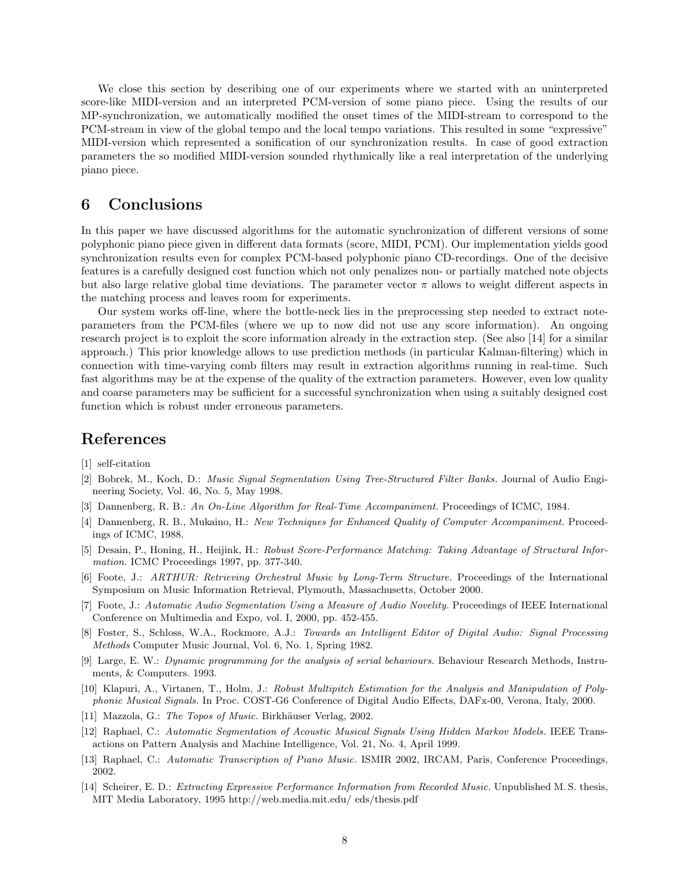We close this section by describing one of our experiments where we started with an uninterpreted score-like MIDI-version and an interpreted PCM-version of some piano piece. Using the results of our MP-synchronization, we automatically modified the onset times of the MIDI-stream to correspond to the PCM-stream in view of the global tempo and the local tempo variations. This resulted in some "expressive" MIDI-version which represented a sonification of our synchronization results. In case of good extraction parameters the so modified MIDI-version sounded rhythmically like a real interpretation of the underlying piano piece.

## 6 Conclusions

In this paper we have discussed algorithms for the automatic synchronization of different versions of some polyphonic piano piece given in different data formats (score, MIDI, PCM). Our implementation yields good synchronization results even for complex PCM-based polyphonic piano CD-recordings. One of the decisive features is a carefully designed cost function which not only penalizes non- or partially matched note objects but also large relative global time deviations. The parameter vector $\pi$ allows to weight different aspects in the matching process and leaves room for experiments.

Our system works off-line, where the bottle-neck lies in the preprocessing step needed to extract note-parameters from the PCM-files (where we up to now did not use any score information). An ongoing research project is to exploit the score information already in the extraction step. (See also [14] for a similar approach.) This prior knowledge allows to use prediction methods (in particular Kalman-filtering) which in connection with time-varying comb filters may result in extraction algorithms running in real-time. Such fast algorithms may be at the expense of the quality of the extraction parameters. However, even low quality and coarse parameters may be sufficient for a successful synchronization when using a suitably designed cost function which is robust under erroneous parameters.

## References

[1] self-citation

[2] Bobrek, M., Koch, D.: *Music Signal Segmentation Using Tree-Structured Filter Banks.* Journal of Audio Engineering Society, Vol. 46, No. 5, May 1998.

[3] Dannenberg, R. B.: *An On-Line Algorithm for Real-Time Accompaniment.* Proceedings of ICMC, 1984.

[4] Dannenberg, R. B., Mukaino, H.: *New Techniques for Enhanced Quality of Computer Accompaniment.* Proceedings of ICMC, 1988.

[5] Desain, P., Honing, H., Heijink, H.: *Robust Score-Performance Matching: Taking Advantage of Structural Information.* ICMC Proceedings 1997, pp. 377-340.

[6] Foote, J.: *ARTHUR: Retrieving Orchestral Music by Long-Term Structure.* Proceedings of the International Symposium on Music Information Retrieval, Plymouth, Massachusetts, October 2000.

[7] Foote, J.: *Automatic Audio Segmentation Using a Measure of Audio Novelty.* Proceedings of IEEE International Conference on Multimedia and Expo, vol. I, 2000, pp. 452-455.

[8] Foster, S., Schloss, W.A., Rockmore, A.J.: *Towards an Intelligent Editor of Digital Audio: Signal Processing Methods* Computer Music Journal, Vol. 6, No. 1, Spring 1982.

[9] Large, E. W.: *Dynamic programming for the analysis of serial behaviours.* Behaviour Research Methods, Instruments, & Computers. 1993.

[10] Klapuri, A., Virtanen, T., Holm, J.: *Robust Multipitch Estimation for the Analysis and Manipulation of Polyphonic Musical Signals.* In Proc. COST-G6 Conference of Digital Audio Effects, DAFx-00, Verona, Italy, 2000.

[11] Mazzola, G.: *The Topos of Music.* Birkhäuser Verlag, 2002.

[12] Raphael, C.: *Automatic Segmentation of Acoustic Musical Signals Using Hidden Markov Models.* IEEE Transactions on Pattern Analysis and Machine Intelligence, Vol. 21, No. 4, April 1999.

[13] Raphael, C.: *Automatic Transcription of Piano Music.* ISMIR 2002, IRCAM, Paris, Conference Proceedings, 2002.

[14] Scheirer, E. D.: *Extracting Expressive Performance Information from Recorded Music.* Unpublished M. S. thesis, MIT Media Laboratory, 1995 http://web.media.mit.edu/ eds/thesis.pdf